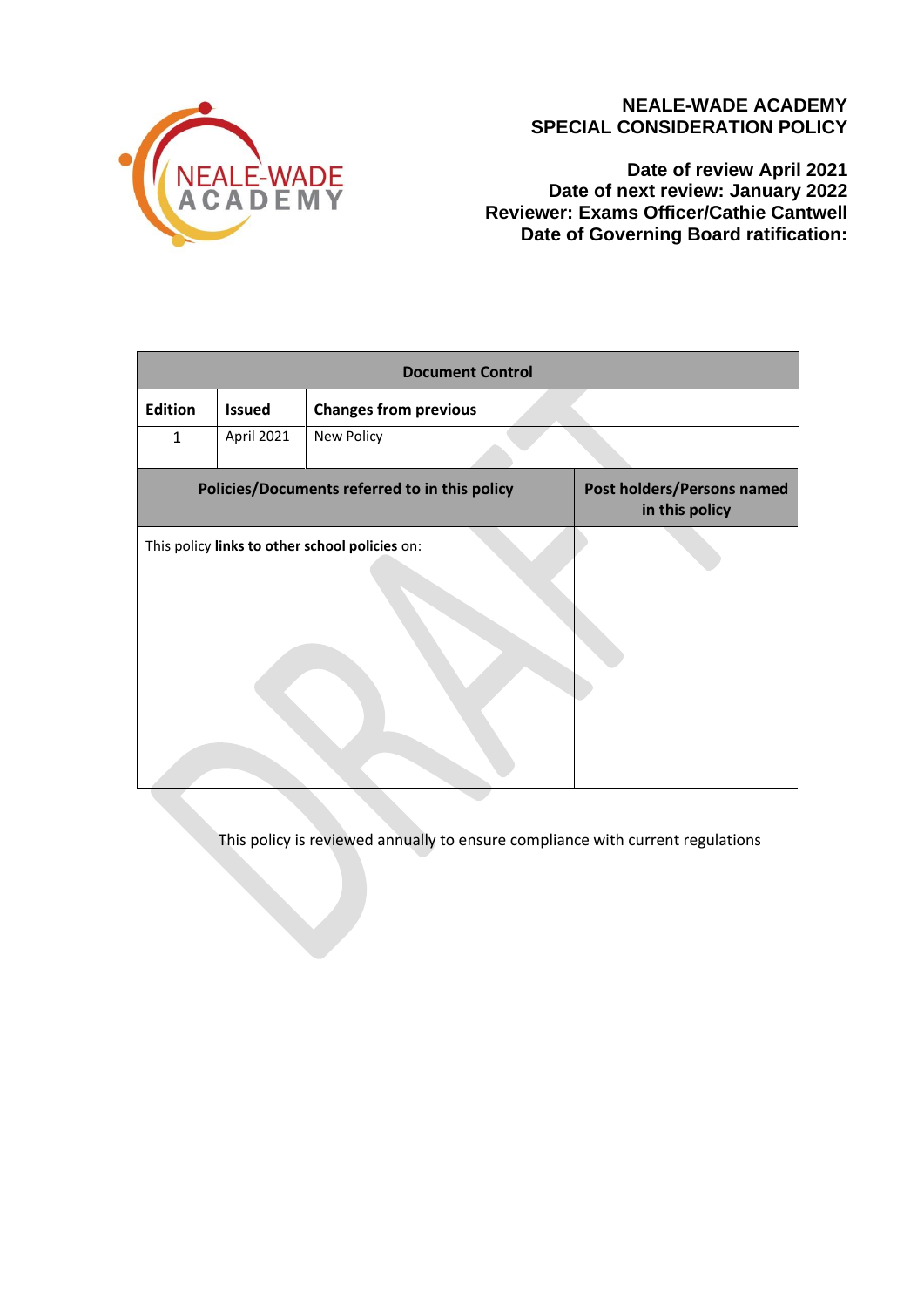**NEALE-WADE ACADEMY**
**SPECIAL CONSIDERATION POLICY**

**Date of review April 2021**
**Date of next review: January 2022**
**Reviewer: Exams Officer/Cathie Cantwell**
**Date of Governing Board ratification:**

| Document Control | | | |
|---|---|---|---|
| **Edition** | **Issued** | **Changes from previous** | |
| 1 | April 2021 | New Policy | |
| **Policies/Documents referred to in this policy** | | | **Post holders/Persons named in this policy** |
| This policy **links to other school policies** on: | | | |

This policy is reviewed annually to ensure compliance with current regulations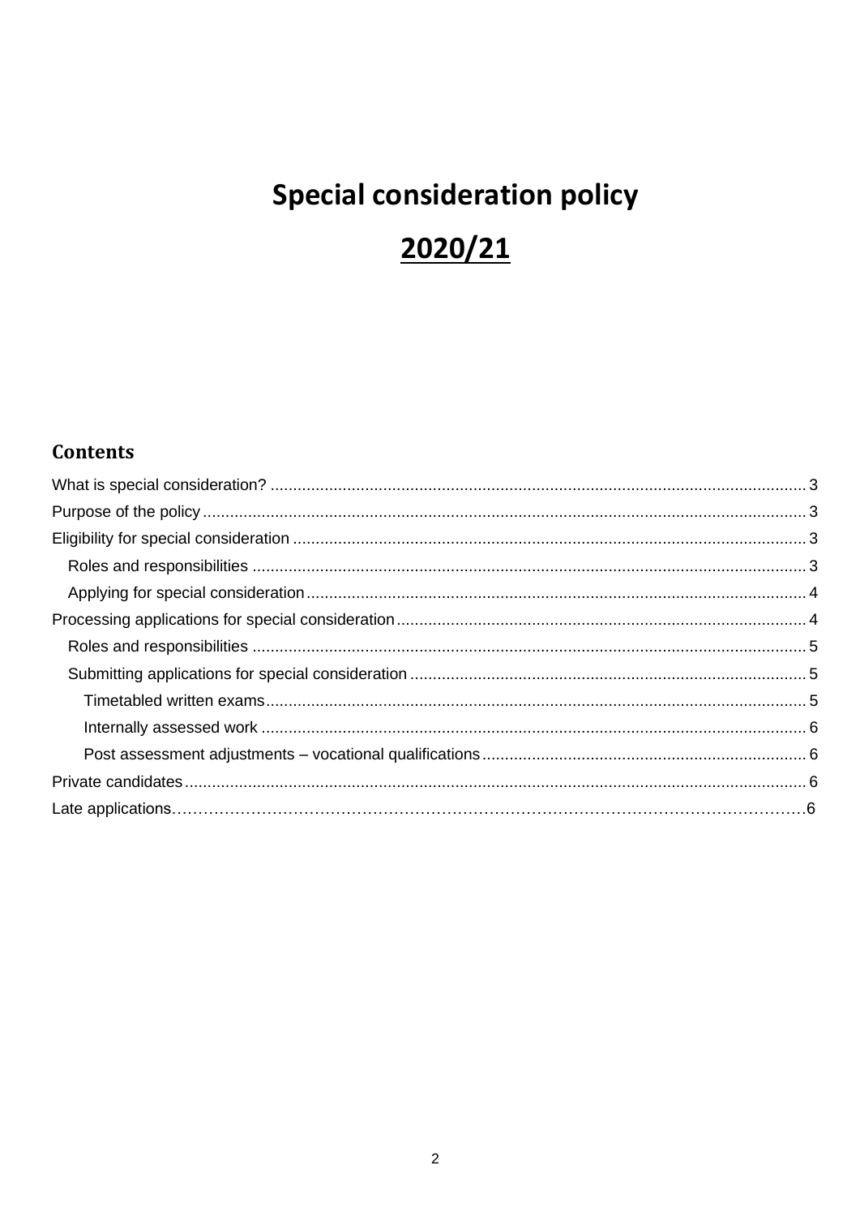# Special consideration policy

# 2020/21

## Contents

What is special consideration? ...................................................................................................................... 3

Purpose of the policy ...................................................................................................................................... 3

Eligibility for special consideration .................................................................................................................. 3

- Roles and responsibilities ........................................................................................................................... 3
- Applying for special consideration ............................................................................................................... 4

Processing applications for special consideration ........................................................................................... 4

- Roles and responsibilities ........................................................................................................................... 5
- Submitting applications for special consideration ........................................................................................ 5
  - Timetabled written exams ....................................................................................................................... 5
  - Internally assessed work ......................................................................................................................... 6
  - Post assessment adjustments – vocational qualifications ....................................................................... 6

Private candidates ........................................................................................................................................... 6

Late applications…………………………………………………………………………………………………………6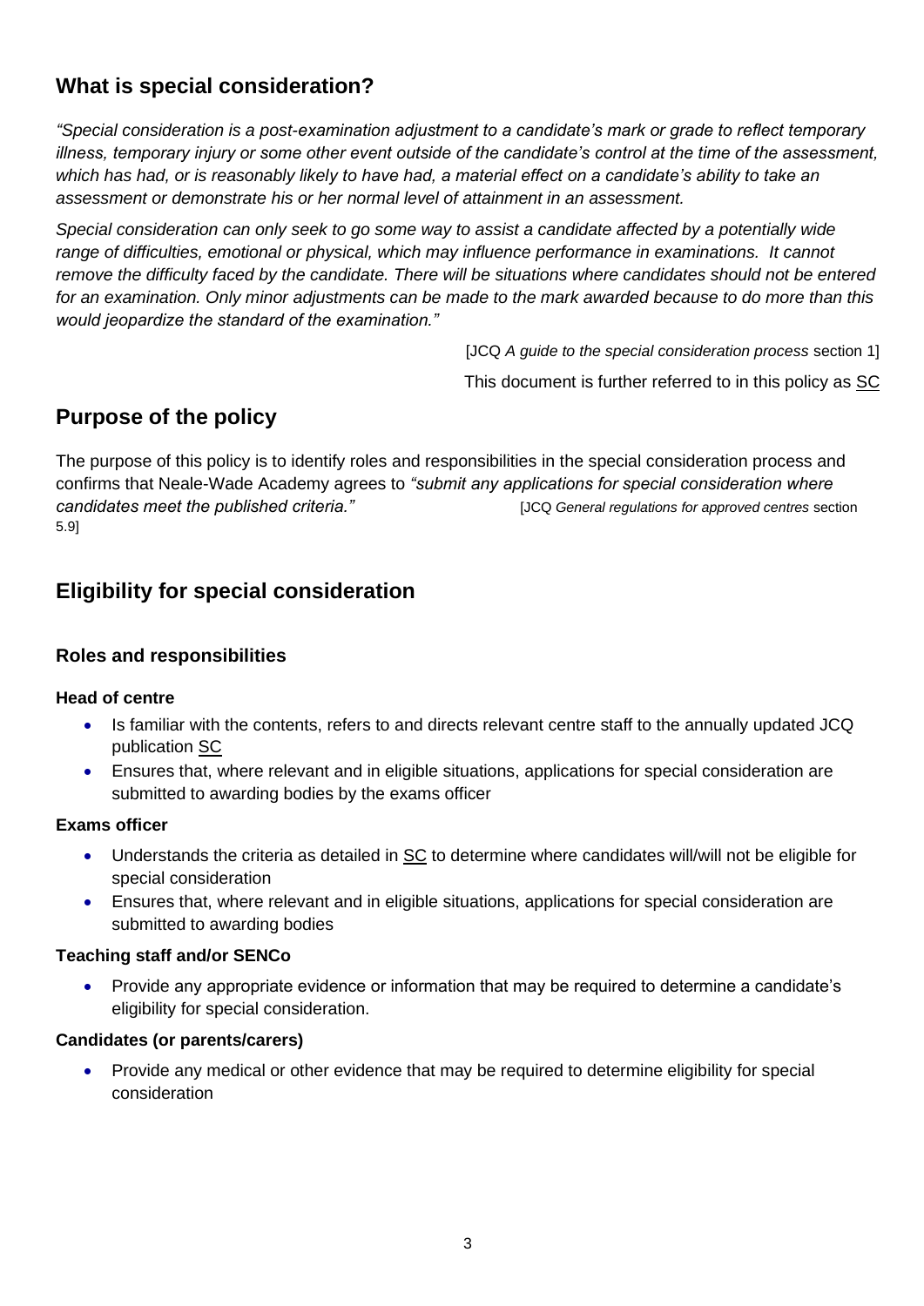## What is special consideration?

*"Special consideration is a post-examination adjustment to a candidate's mark or grade to reflect temporary illness, temporary injury or some other event outside of the candidate's control at the time of the assessment, which has had, or is reasonably likely to have had, a material effect on a candidate's ability to take an assessment or demonstrate his or her normal level of attainment in an assessment.*

*Special consideration can only seek to go some way to assist a candidate affected by a potentially wide range of difficulties, emotional or physical, which may influence performance in examinations. It cannot remove the difficulty faced by the candidate. There will be situations where candidates should not be entered for an examination. Only minor adjustments can be made to the mark awarded because to do more than this would jeopardize the standard of the examination."*

[JCQ *A guide to the special consideration process* section 1]

This document is further referred to in this policy as SC

## Purpose of the policy

The purpose of this policy is to identify roles and responsibilities in the special consideration process and confirms that Neale-Wade Academy agrees to *"submit any applications for special consideration where candidates meet the published criteria."* [JCQ *General regulations for approved centres* section 5.9]

## Eligibility for special consideration

### Roles and responsibilities

#### Head of centre

- Is familiar with the contents, refers to and directs relevant centre staff to the annually updated JCQ publication SC
- Ensures that, where relevant and in eligible situations, applications for special consideration are submitted to awarding bodies by the exams officer

#### Exams officer

- Understands the criteria as detailed in SC to determine where candidates will/will not be eligible for special consideration
- Ensures that, where relevant and in eligible situations, applications for special consideration are submitted to awarding bodies

#### Teaching staff and/or SENCo

- Provide any appropriate evidence or information that may be required to determine a candidate's eligibility for special consideration.

#### Candidates (or parents/carers)

- Provide any medical or other evidence that may be required to determine eligibility for special consideration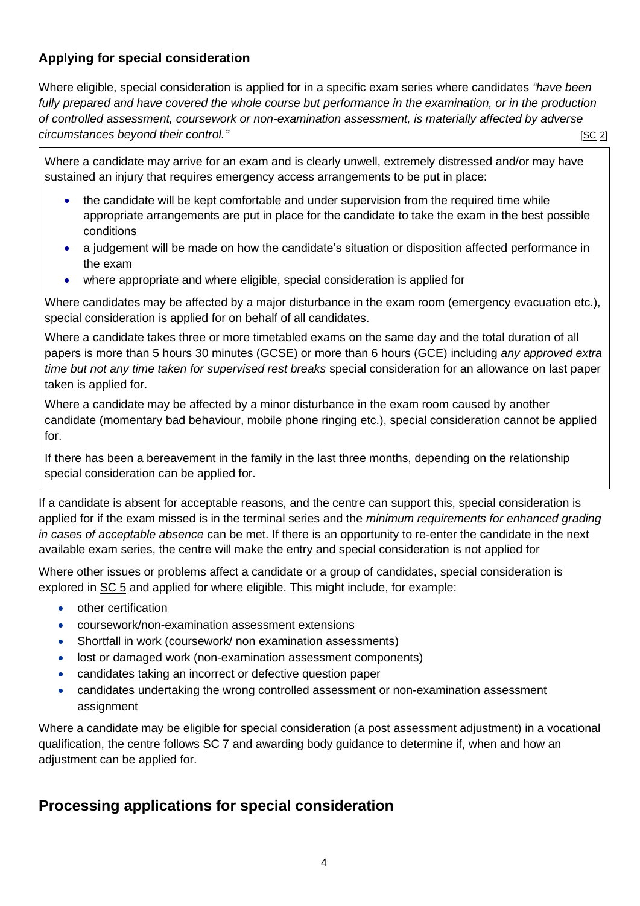### Applying for special consideration

Where eligible, special consideration is applied for in a specific exam series where candidates *"have been fully prepared and have covered the whole course but performance in the examination, or in the production of controlled assessment, coursework or non-examination assessment, is materially affected by adverse circumstances beyond their control."* [SC 2]

Where a candidate may arrive for an exam and is clearly unwell, extremely distressed and/or may have sustained an injury that requires emergency access arrangements to be put in place:

- the candidate will be kept comfortable and under supervision from the required time while appropriate arrangements are put in place for the candidate to take the exam in the best possible conditions
- a judgement will be made on how the candidate's situation or disposition affected performance in the exam
- where appropriate and where eligible, special consideration is applied for

Where candidates may be affected by a major disturbance in the exam room (emergency evacuation etc.), special consideration is applied for on behalf of all candidates.

Where a candidate takes three or more timetabled exams on the same day and the total duration of all papers is more than 5 hours 30 minutes (GCSE) or more than 6 hours (GCE) including *any approved extra time but not any time taken for supervised rest breaks* special consideration for an allowance on last paper taken is applied for.

Where a candidate may be affected by a minor disturbance in the exam room caused by another candidate (momentary bad behaviour, mobile phone ringing etc.), special consideration cannot be applied for.

If there has been a bereavement in the family in the last three months, depending on the relationship special consideration can be applied for.

If a candidate is absent for acceptable reasons, and the centre can support this, special consideration is applied for if the exam missed is in the terminal series and the *minimum requirements for enhanced grading in cases of acceptable absence* can be met. If there is an opportunity to re-enter the candidate in the next available exam series, the centre will make the entry and special consideration is not applied for

Where other issues or problems affect a candidate or a group of candidates, special consideration is explored in SC 5 and applied for where eligible. This might include, for example:

- other certification
- coursework/non-examination assessment extensions
- Shortfall in work (coursework/ non examination assessments)
- lost or damaged work (non-examination assessment components)
- candidates taking an incorrect or defective question paper
- candidates undertaking the wrong controlled assessment or non-examination assessment assignment

Where a candidate may be eligible for special consideration (a post assessment adjustment) in a vocational qualification, the centre follows SC 7 and awarding body guidance to determine if, when and how an adjustment can be applied for.

## Processing applications for special consideration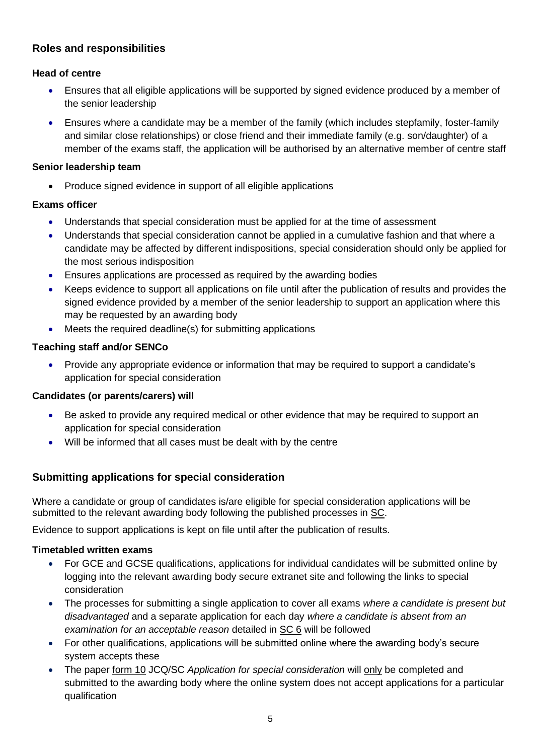## Roles and responsibilities

### Head of centre

- Ensures that all eligible applications will be supported by signed evidence produced by a member of the senior leadership
- Ensures where a candidate may be a member of the family (which includes stepfamily, foster-family and similar close relationships) or close friend and their immediate family (e.g. son/daughter) of a member of the exams staff, the application will be authorised by an alternative member of centre staff

### Senior leadership team

- Produce signed evidence in support of all eligible applications

### Exams officer

- Understands that special consideration must be applied for at the time of assessment
- Understands that special consideration cannot be applied in a cumulative fashion and that where a candidate may be affected by different indispositions, special consideration should only be applied for the most serious indisposition
- Ensures applications are processed as required by the awarding bodies
- Keeps evidence to support all applications on file until after the publication of results and provides the signed evidence provided by a member of the senior leadership to support an application where this may be requested by an awarding body
- Meets the required deadline(s) for submitting applications

### Teaching staff and/or SENCo

- Provide any appropriate evidence or information that may be required to support a candidate's application for special consideration

### Candidates (or parents/carers) will

- Be asked to provide any required medical or other evidence that may be required to support an application for special consideration
- Will be informed that all cases must be dealt with by the centre

## Submitting applications for special consideration

Where a candidate or group of candidates is/are eligible for special consideration applications will be submitted to the relevant awarding body following the published processes in SC.

Evidence to support applications is kept on file until after the publication of results.

### Timetabled written exams

- For GCE and GCSE qualifications, applications for individual candidates will be submitted online by logging into the relevant awarding body secure extranet site and following the links to special consideration
- The processes for submitting a single application to cover all exams *where a candidate is present but disadvantaged* and a separate application for each day *where a candidate is absent from an examination for an acceptable reason* detailed in SC 6 will be followed
- For other qualifications, applications will be submitted online where the awarding body's secure system accepts these
- The paper form 10 JCQ/SC *Application for special consideration* will only be completed and submitted to the awarding body where the online system does not accept applications for a particular qualification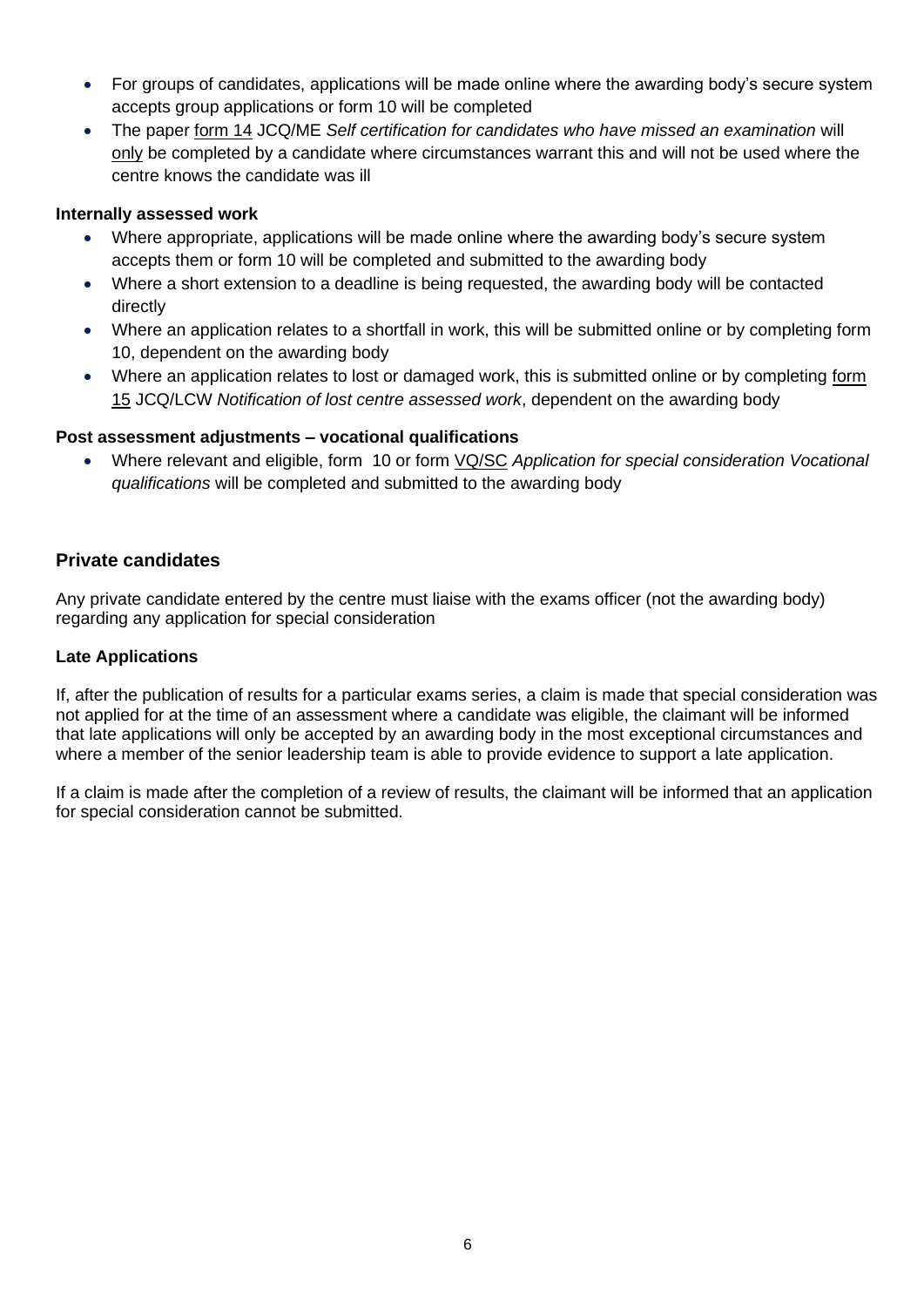- For groups of candidates, applications will be made online where the awarding body's secure system accepts group applications or form 10 will be completed
- The paper form 14 JCQ/ME *Self certification for candidates who have missed an examination* will only be completed by a candidate where circumstances warrant this and will not be used where the centre knows the candidate was ill

**Internally assessed work**

- Where appropriate, applications will be made online where the awarding body's secure system accepts them or form 10 will be completed and submitted to the awarding body
- Where a short extension to a deadline is being requested, the awarding body will be contacted directly
- Where an application relates to a shortfall in work, this will be submitted online or by completing form 10, dependent on the awarding body
- Where an application relates to lost or damaged work, this is submitted online or by completing form 15 JCQ/LCW *Notification of lost centre assessed work*, dependent on the awarding body

**Post assessment adjustments – vocational qualifications**

- Where relevant and eligible, form 10 or form VQ/SC *Application for special consideration Vocational qualifications* will be completed and submitted to the awarding body

## Private candidates

Any private candidate entered by the centre must liaise with the exams officer (not the awarding body) regarding any application for special consideration

**Late Applications**

If, after the publication of results for a particular exams series, a claim is made that special consideration was not applied for at the time of an assessment where a candidate was eligible, the claimant will be informed that late applications will only be accepted by an awarding body in the most exceptional circumstances and where a member of the senior leadership team is able to provide evidence to support a late application.

If a claim is made after the completion of a review of results, the claimant will be informed that an application for special consideration cannot be submitted.